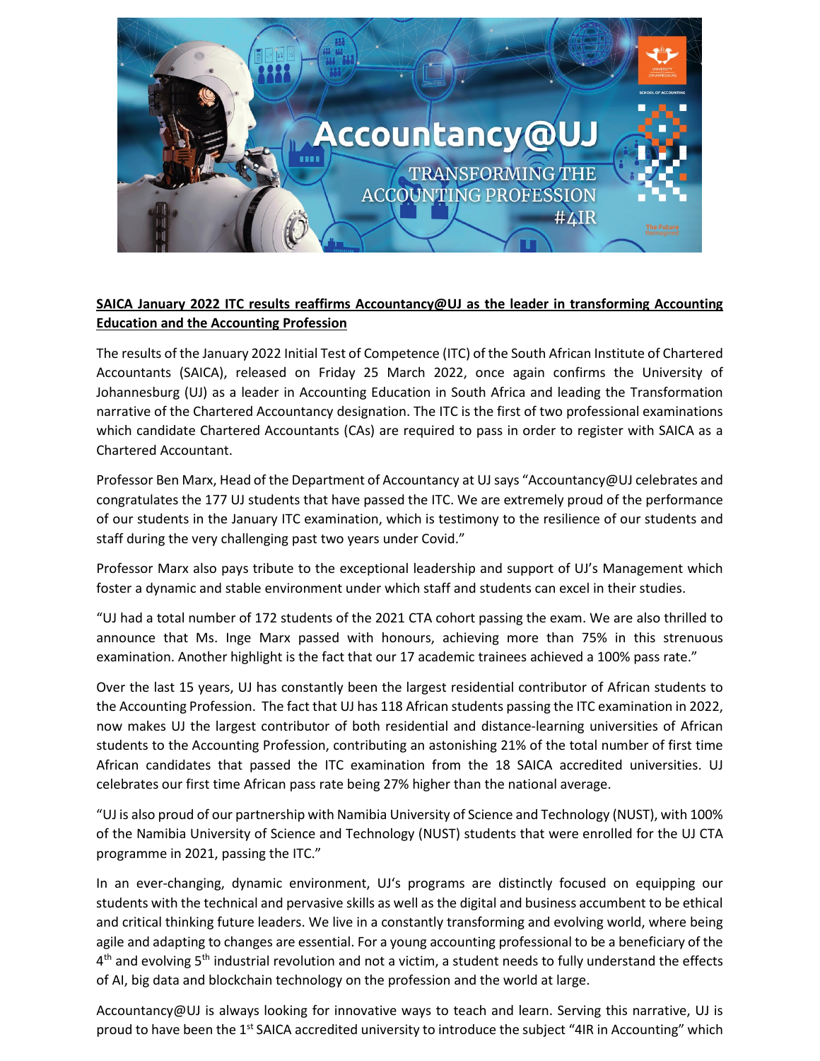**SAICA January 2022 ITC results reaffirms Accountancy@UJ as the leader in transforming Accounting Education and the Accounting Profession**

The results of the January 2022 Initial Test of Competence (ITC) of the South African Institute of Chartered Accountants (SAICA), released on Friday 25 March 2022, once again confirms the University of Johannesburg (UJ) as a leader in Accounting Education in South Africa and leading the Transformation narrative of the Chartered Accountancy designation. The ITC is the first of two professional examinations which candidate Chartered Accountants (CAs) are required to pass in order to register with SAICA as a Chartered Accountant.

Professor Ben Marx, Head of the Department of Accountancy at UJ says "Accountancy@UJ celebrates and congratulates the 177 UJ students that have passed the ITC. We are extremely proud of the performance of our students in the January ITC examination, which is testimony to the resilience of our students and staff during the very challenging past two years under Covid."

Professor Marx also pays tribute to the exceptional leadership and support of UJ's Management which foster a dynamic and stable environment under which staff and students can excel in their studies.

"UJ had a total number of 172 students of the 2021 CTA cohort passing the exam. We are also thrilled to announce that Ms. Inge Marx passed with honours, achieving more than 75% in this strenuous examination. Another highlight is the fact that our 17 academic trainees achieved a 100% pass rate."

Over the last 15 years, UJ has constantly been the largest residential contributor of African students to the Accounting Profession. The fact that UJ has 118 African students passing the ITC examination in 2022, now makes UJ the largest contributor of both residential and distance-learning universities of African students to the Accounting Profession, contributing an astonishing 21% of the total number of first time African candidates that passed the ITC examination from the 18 SAICA accredited universities. UJ celebrates our first time African pass rate being 27% higher than the national average.

"UJ is also proud of our partnership with Namibia University of Science and Technology (NUST), with 100% of the Namibia University of Science and Technology (NUST) students that were enrolled for the UJ CTA programme in 2021, passing the ITC."

In an ever-changing, dynamic environment, UJ's programs are distinctly focused on equipping our students with the technical and pervasive skills as well as the digital and business accumbent to be ethical and critical thinking future leaders. We live in a constantly transforming and evolving world, where being agile and adapting to changes are essential. For a young accounting professional to be a beneficiary of the 4th and evolving 5th industrial revolution and not a victim, a student needs to fully understand the effects of AI, big data and blockchain technology on the profession and the world at large.

Accountancy@UJ is always looking for innovative ways to teach and learn. Serving this narrative, UJ is proud to have been the 1st SAICA accredited university to introduce the subject "4IR in Accounting" which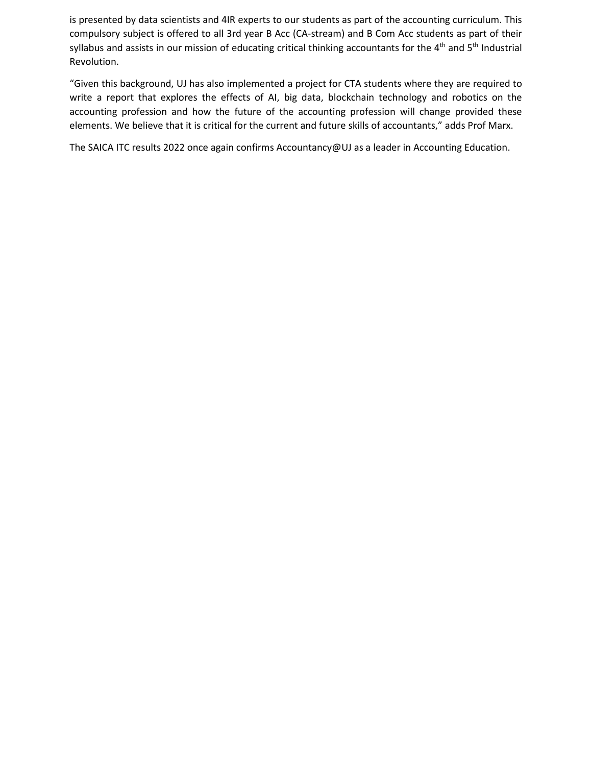is presented by data scientists and 4IR experts to our students as part of the accounting curriculum. This compulsory subject is offered to all 3rd year B Acc (CA-stream) and B Com Acc students as part of their syllabus and assists in our mission of educating critical thinking accountants for the 4th and 5th Industrial Revolution.

“Given this background, UJ has also implemented a project for CTA students where they are required to write a report that explores the effects of AI, big data, blockchain technology and robotics on the accounting profession and how the future of the accounting profession will change provided these elements. We believe that it is critical for the current and future skills of accountants,” adds Prof Marx.

The SAICA ITC results 2022 once again confirms Accountancy@UJ as a leader in Accounting Education.